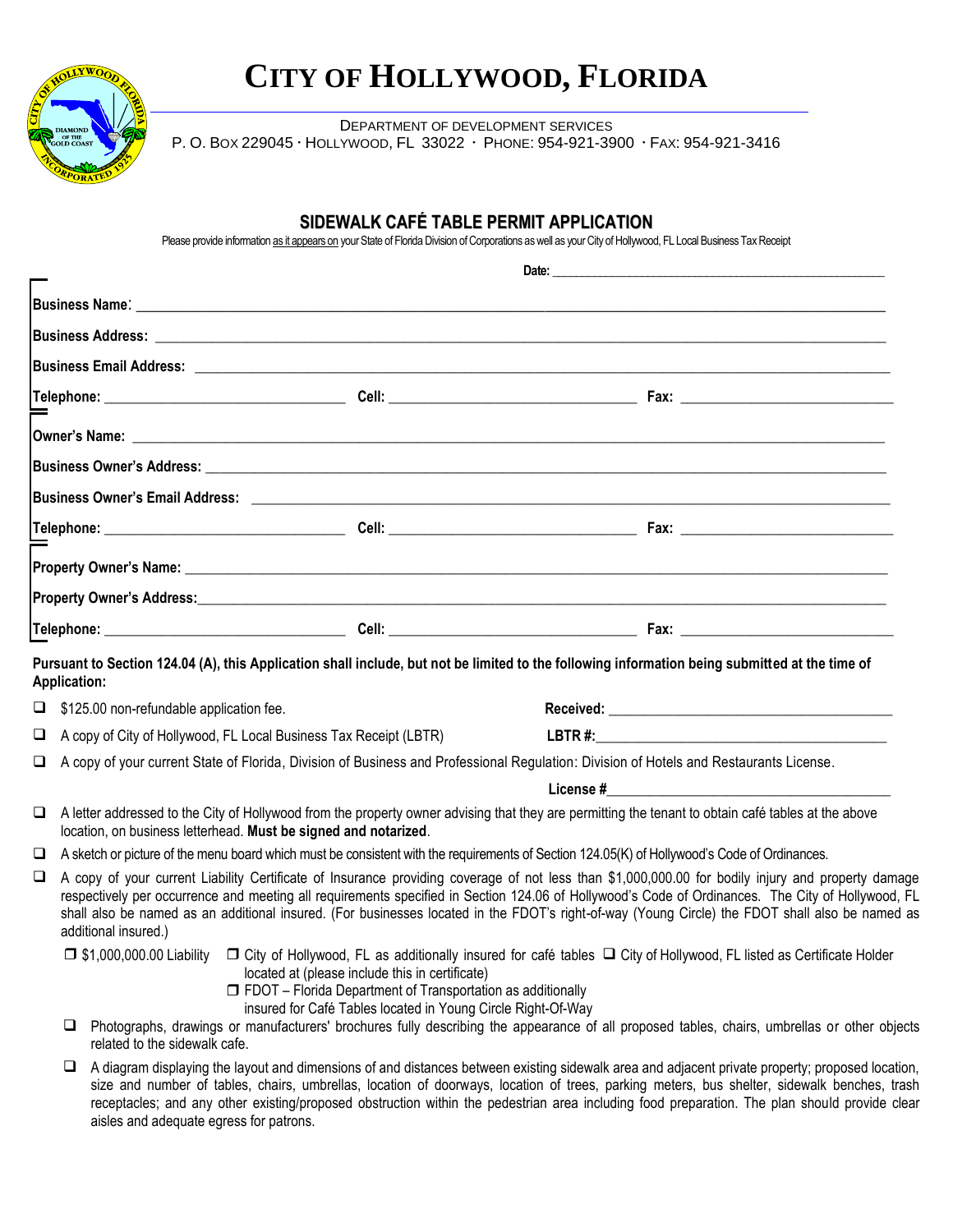# City of Hollywood, Florida

Department of Development Services
P. O. Box 229045 · Hollywood, FL 33022 · Phone: 954-921-3900 · Fax: 954-921-3416

## SIDEWALK CAFÉ TABLE PERMIT APPLICATION

Please provide information as it appears on your State of Florida Division of Corporations as well as your City of Hollywood, FL Local Business Tax Receipt

**Date:** ____________________

**Business Name:** ____________________

**Business Address:** ____________________

**Business Email Address:** ____________________

**Telephone:** ____________________ **Cell:** ____________________ **Fax:** ____________________

**Owner's Name:** ____________________

**Business Owner's Address:** ____________________

**Business Owner's Email Address:** ____________________

**Telephone:** ____________________ **Cell:** ____________________ **Fax:** ____________________

**Property Owner's Name:** ____________________

**Property Owner's Address:** ____________________

**Telephone:** ____________________ **Cell:** ____________________ **Fax:** ____________________

**Pursuant to Section 124.04 (A), this Application shall include, but not be limited to the following information being submitted at the time of Application:**

- ❑ $125.00 non-refundable application fee. **Received:** ____________________
- ❑ A copy of City of Hollywood, FL Local Business Tax Receipt (LBTR) **LBTR #:** ____________________
- ❑ A copy of your current State of Florida, Division of Business and Professional Regulation: Division of Hotels and Restaurants License.
  **License #** ____________________
- ❑ A letter addressed to the City of Hollywood from the property owner advising that they are permitting the tenant to obtain café tables at the above location, on business letterhead. **Must be signed and notarized**.
- ❑ A sketch or picture of the menu board which must be consistent with the requirements of Section 124.05(K) of Hollywood's Code of Ordinances.
- ❑ A copy of your current Liability Certificate of Insurance providing coverage of not less than $1,000,000.00 for bodily injury and property damage respectively per occurrence and meeting all requirements specified in Section 124.06 of Hollywood's Code of Ordinances. The City of Hollywood, FL shall also be named as an additional insured. (For businesses located in the FDOT's right-of-way (Young Circle) the FDOT shall also be named as additional insured.)
  - ❒ $1,000,000.00 Liability
  - ❒ City of Hollywood, FL as additionally insured for café tables located at (please include this in certificate)
  - ❑ City of Hollywood, FL listed as Certificate Holder
  - ❒ FDOT – Florida Department of Transportation as additionally insured for Café Tables located in Young Circle Right-Of-Way
  - ❑ Photographs, drawings or manufacturers' brochures fully describing the appearance of all proposed tables, chairs, umbrellas or other objects related to the sidewalk cafe.
  - ❑ A diagram displaying the layout and dimensions of and distances between existing sidewalk area and adjacent private property; proposed location, size and number of tables, chairs, umbrellas, location of doorways, location of trees, parking meters, bus shelter, sidewalk benches, trash receptacles; and any other existing/proposed obstruction within the pedestrian area including food preparation. The plan should provide clear aisles and adequate egress for patrons.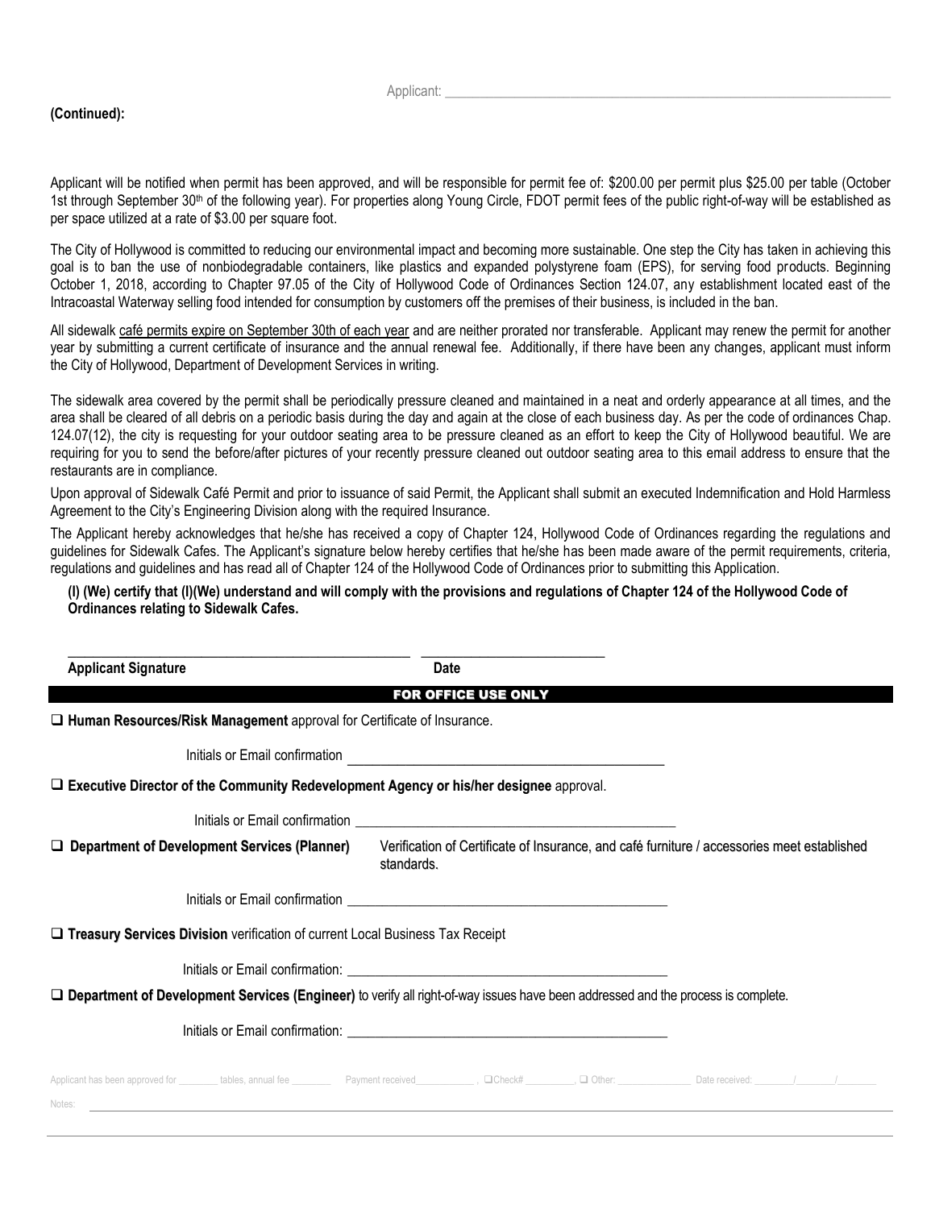Applicant: ___________________________________________

**(Continued):**

Applicant will be notified when permit has been approved, and will be responsible for permit fee of: $200.00 per permit plus $25.00 per table (October 1st through September 30th of the following year). For properties along Young Circle, FDOT permit fees of the public right-of-way will be established as per space utilized at a rate of $3.00 per square foot.

The City of Hollywood is committed to reducing our environmental impact and becoming more sustainable. One step the City has taken in achieving this goal is to ban the use of nonbiodegradable containers, like plastics and expanded polystyrene foam (EPS), for serving food products. Beginning October 1, 2018, according to Chapter 97.05 of the City of Hollywood Code of Ordinances Section 124.07, any establishment located east of the Intracoastal Waterway selling food intended for consumption by customers off the premises of their business, is included in the ban.

All sidewalk café permits expire on September 30th of each year and are neither prorated nor transferable. Applicant may renew the permit for another year by submitting a current certificate of insurance and the annual renewal fee. Additionally, if there have been any changes, applicant must inform the City of Hollywood, Department of Development Services in writing.

The sidewalk area covered by the permit shall be periodically pressure cleaned and maintained in a neat and orderly appearance at all times, and the area shall be cleared of all debris on a periodic basis during the day and again at the close of each business day. As per the code of ordinances Chap. 124.07(12), the city is requesting for your outdoor seating area to be pressure cleaned as an effort to keep the City of Hollywood beautiful. We are requiring for you to send the before/after pictures of your recently pressure cleaned out outdoor seating area to this email address to ensure that the restaurants are in compliance.

Upon approval of Sidewalk Café Permit and prior to issuance of said Permit, the Applicant shall submit an executed Indemnification and Hold Harmless Agreement to the City's Engineering Division along with the required Insurance.

The Applicant hereby acknowledges that he/she has received a copy of Chapter 124, Hollywood Code of Ordinances regarding the regulations and guidelines for Sidewalk Cafes. The Applicant's signature below hereby certifies that he/she has been made aware of the permit requirements, criteria, regulations and guidelines and has read all of Chapter 124 of the Hollywood Code of Ordinances prior to submitting this Application.

**(I) (We) certify that (I)(We) understand and will comply with the provisions and regulations of Chapter 124 of the Hollywood Code of Ordinances relating to Sidewalk Cafes.**

______________________________ ______________________

**Applicant Signature** **Date**

**FOR OFFICE USE ONLY**

❑ **Human Resources/Risk Management** approval for Certificate of Insurance.

Initials or Email confirmation ______________________________

❑ **Executive Director of the Community Redevelopment Agency or his/her designee** approval.

Initials or Email confirmation ______________________________

❑ **Department of Development Services (Planner)** Verification of Certificate of Insurance, and café furniture / accessories meet established standards.

Initials or Email confirmation ______________________________

❑ **Treasury Services Division** verification of current Local Business Tax Receipt

Initials or Email confirmation: ______________________________

❑ **Department of Development Services (Engineer)** to verify all right-of-way issues have been addressed and the process is complete.

Initials or Email confirmation: ______________________________

Applicant has been approved for ________ tables, annual fee ________ Payment received___________ , ❑Check# _________, ❑ Other: ______________ Date received: _______/_______/_______

Notes: ______________________________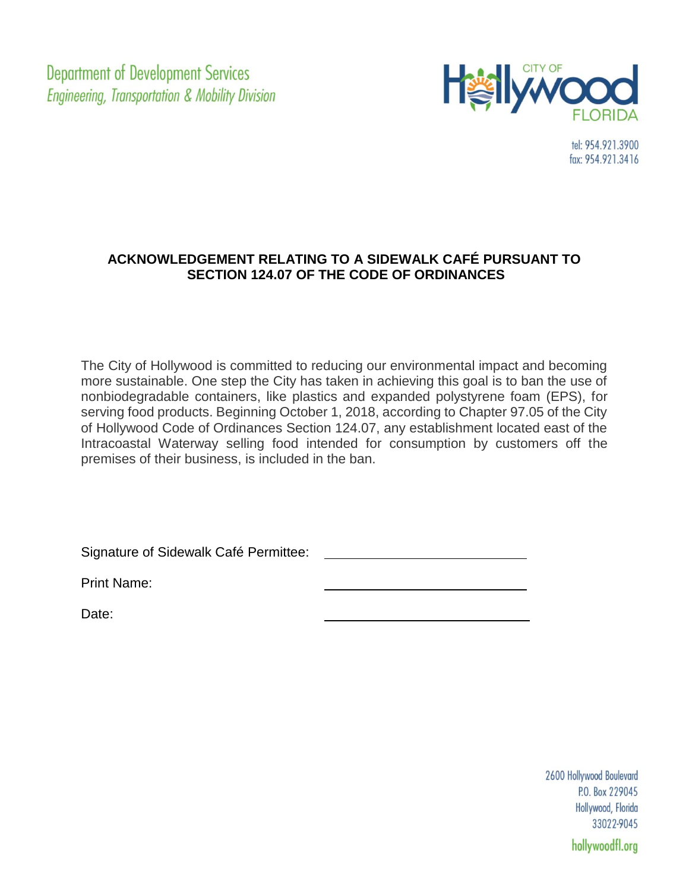Department of Development Services
*Engineering, Transportation & Mobility Division*

CITY OF Hollywood FLORIDA

tel: 954.921.3900
fax: 954.921.3416

**ACKNOWLEDGEMENT RELATING TO A SIDEWALK CAFÉ PURSUANT TO SECTION 124.07 OF THE CODE OF ORDINANCES**

The City of Hollywood is committed to reducing our environmental impact and becoming more sustainable. One step the City has taken in achieving this goal is to ban the use of nonbiodegradable containers, like plastics and expanded polystyrene foam (EPS), for serving food products. Beginning October 1, 2018, according to Chapter 97.05 of the City of Hollywood Code of Ordinances Section 124.07, any establishment located east of the Intracoastal Waterway selling food intended for consumption by customers off the premises of their business, is included in the ban.

Signature of Sidewalk Café Permittee: ______________________________

Print Name: ______________________________

Date: ______________________________

2600 Hollywood Boulevard
P.O. Box 229045
Hollywood, Florida
33022-9045

hollywoodfl.org